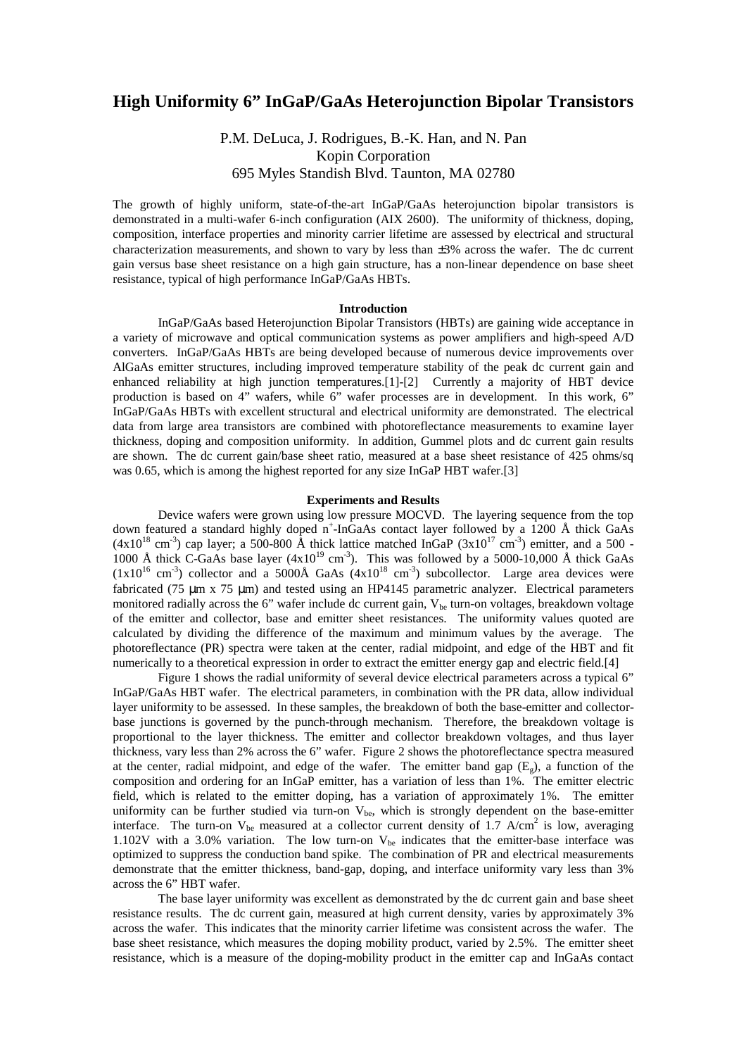# High Uniformity 6" InGaP/GaAs Heterojunction Bipolar Transistors

P.M. DeLuca, J. Rodrigues, B.-K. Han, and N. Pan
Kopin Corporation
695 Myles Standish Blvd. Taunton, MA 02780

The growth of highly uniform, state-of-the-art InGaP/GaAs heterojunction bipolar transistors is demonstrated in a multi-wafer 6-inch configuration (AIX 2600). The uniformity of thickness, doping, composition, interface properties and minority carrier lifetime are assessed by electrical and structural characterization measurements, and shown to vary by less than ±3% across the wafer. The dc current gain versus base sheet resistance on a high gain structure, has a non-linear dependence on base sheet resistance, typical of high performance InGaP/GaAs HBTs.

## Introduction

InGaP/GaAs based Heterojunction Bipolar Transistors (HBTs) are gaining wide acceptance in a variety of microwave and optical communication systems as power amplifiers and high-speed A/D converters. InGaP/GaAs HBTs are being developed because of numerous device improvements over AlGaAs emitter structures, including improved temperature stability of the peak dc current gain and enhanced reliability at high junction temperatures.[1]-[2] Currently a majority of HBT device production is based on 4" wafers, while 6" wafer processes are in development. In this work, 6" InGaP/GaAs HBTs with excellent structural and electrical uniformity are demonstrated. The electrical data from large area transistors are combined with photoreflectance measurements to examine layer thickness, doping and composition uniformity. In addition, Gummel plots and dc current gain results are shown. The dc current gain/base sheet ratio, measured at a base sheet resistance of 425 ohms/sq was 0.65, which is among the highest reported for any size InGaP HBT wafer.[3]

## Experiments and Results

Device wafers were grown using low pressure MOCVD. The layering sequence from the top down featured a standard highly doped $n^+$-InGaAs contact layer followed by a 1200 Å thick GaAs ($4 \times 10^{18}$ cm$^{-3}$) cap layer; a 500-800 Å thick lattice matched InGaP ($3 \times 10^{17}$ cm$^{-3}$) emitter, and a 500 - 1000 Å thick C-GaAs base layer ($4 \times 10^{19}$ cm$^{-3}$). This was followed by a 5000-10,000 Å thick GaAs ($1 \times 10^{16}$ cm$^{-3}$) collector and a 5000Å GaAs ($4 \times 10^{18}$ cm$^{-3}$) subcollector. Large area devices were fabricated (75 μm x 75 μm) and tested using an HP4145 parametric analyzer. Electrical parameters monitored radially across the 6" wafer include dc current gain, $V_{be}$ turn-on voltages, breakdown voltage of the emitter and collector, base and emitter sheet resistances. The uniformity values quoted are calculated by dividing the difference of the maximum and minimum values by the average. The photoreflectance (PR) spectra were taken at the center, radial midpoint, and edge of the HBT and fit numerically to a theoretical expression in order to extract the emitter energy gap and electric field.[4]

Figure 1 shows the radial uniformity of several device electrical parameters across a typical 6" InGaP/GaAs HBT wafer. The electrical parameters, in combination with the PR data, allow individual layer uniformity to be assessed. In these samples, the breakdown of both the base-emitter and collector-base junctions is governed by the punch-through mechanism. Therefore, the breakdown voltage is proportional to the layer thickness. The emitter and collector breakdown voltages, and thus layer thickness, vary less than 2% across the 6" wafer. Figure 2 shows the photoreflectance spectra measured at the center, radial midpoint, and edge of the wafer. The emitter band gap ($E_g$), a function of the composition and ordering for an InGaP emitter, has a variation of less than 1%. The emitter electric field, which is related to the emitter doping, has a variation of approximately 1%. The emitter uniformity can be further studied via turn-on $V_{be}$, which is strongly dependent on the base-emitter interface. The turn-on $V_{be}$ measured at a collector current density of 1.7 A/cm$^2$ is low, averaging 1.102V with a 3.0% variation. The low turn-on $V_{be}$ indicates that the emitter-base interface was optimized to suppress the conduction band spike. The combination of PR and electrical measurements demonstrate that the emitter thickness, band-gap, doping, and interface uniformity vary less than 3% across the 6" HBT wafer.

The base layer uniformity was excellent as demonstrated by the dc current gain and base sheet resistance results. The dc current gain, measured at high current density, varies by approximately 3% across the wafer. This indicates that the minority carrier lifetime was consistent across the wafer. The base sheet resistance, which measures the doping mobility product, varied by 2.5%. The emitter sheet resistance, which is a measure of the doping-mobility product in the emitter cap and InGaAs contact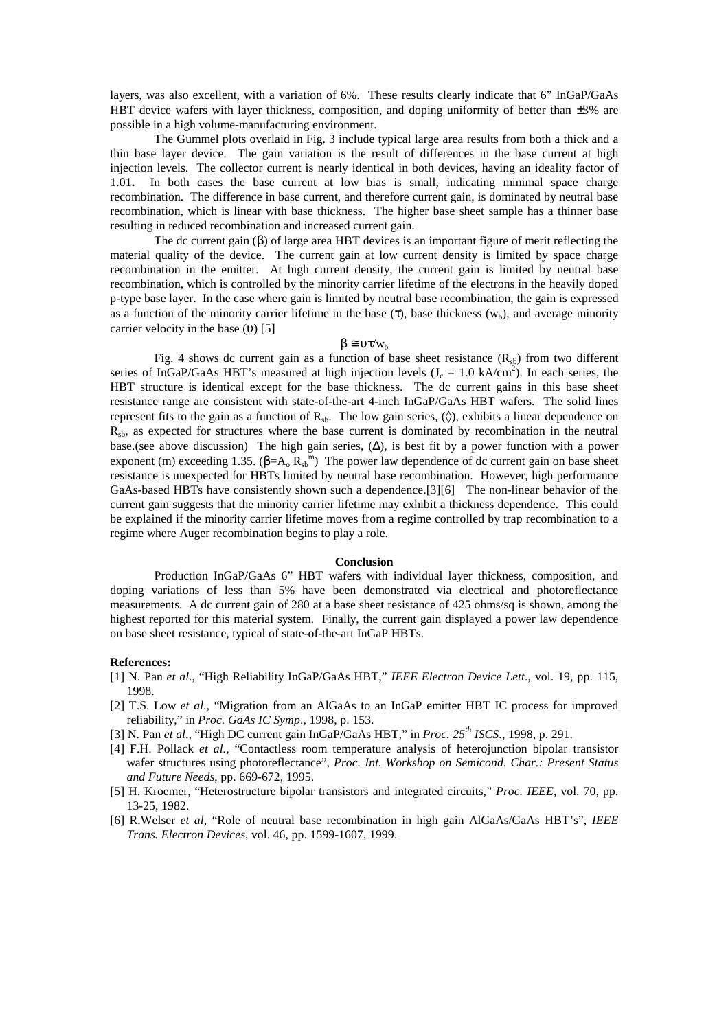layers, was also excellent, with a variation of 6%. These results clearly indicate that 6" InGaP/GaAs HBT device wafers with layer thickness, composition, and doping uniformity of better than ±3% are possible in a high volume-manufacturing environment.

The Gummel plots overlaid in Fig. 3 include typical large area results from both a thick and a thin base layer device. The gain variation is the result of differences in the base current at high injection levels. The collector current is nearly identical in both devices, having an ideality factor of 1.01. In both cases the base current at low bias is small, indicating minimal space charge recombination. The difference in base current, and therefore current gain, is dominated by neutral base recombination, which is linear with base thickness. The higher base sheet sample has a thinner base resulting in reduced recombination and increased current gain.

The dc current gain ($\beta$) of large area HBT devices is an important figure of merit reflecting the material quality of the device. The current gain at low current density is limited by space charge recombination in the emitter. At high current density, the current gain is limited by neutral base recombination, which is controlled by the minority carrier lifetime of the electrons in the heavily doped p-type base layer. In the case where gain is limited by neutral base recombination, the gain is expressed as a function of the minority carrier lifetime in the base ($\tau$), base thickness ($w_b$), and average minority carrier velocity in the base ($\upsilon$) [5]

$$\beta \cong \upsilon\tau/w_b$$

Fig. 4 shows dc current gain as a function of base sheet resistance ($R_{sb}$) from two different series of InGaP/GaAs HBT's measured at high injection levels ($J_c$ = 1.0 kA/cm$^2$). In each series, the HBT structure is identical except for the base thickness. The dc current gains in this base sheet resistance range are consistent with state-of-the-art 4-inch InGaP/GaAs HBT wafers. The solid lines represent fits to the gain as a function of $R_{sb}$. The low gain series, (◊), exhibits a linear dependence on $R_{sb}$, as expected for structures where the base current is dominated by recombination in the neutral base.(see above discussion) The high gain series, ($\Delta$), is best fit by a power function with a power exponent (m) exceeding 1.35. ($\beta = A_o R_{sb}^m$) The power law dependence of dc current gain on base sheet resistance is unexpected for HBTs limited by neutral base recombination. However, high performance GaAs-based HBTs have consistently shown such a dependence.[3][6] The non-linear behavior of the current gain suggests that the minority carrier lifetime may exhibit a thickness dependence. This could be explained if the minority carrier lifetime moves from a regime controlled by trap recombination to a regime where Auger recombination begins to play a role.

## Conclusion

Production InGaP/GaAs 6" HBT wafers with individual layer thickness, composition, and doping variations of less than 5% have been demonstrated via electrical and photoreflectance measurements. A dc current gain of 280 at a base sheet resistance of 425 ohms/sq is shown, among the highest reported for this material system. Finally, the current gain displayed a power law dependence on base sheet resistance, typical of state-of-the-art InGaP HBTs.

**References:**

[1] N. Pan *et al*., "High Reliability InGaP/GaAs HBT," *IEEE Electron Device Lett*., vol. 19, pp. 115, 1998.

[2] T.S. Low *et al*., "Migration from an AlGaAs to an InGaP emitter HBT IC process for improved reliability," in *Proc. GaAs IC Symp*., 1998, p. 153.

[3] N. Pan *et al*., "High DC current gain InGaP/GaAs HBT," in *Proc. 25th ISCS*., 1998, p. 291.

[4] F.H. Pollack *et al.*, "Contactless room temperature analysis of heterojunction bipolar transistor wafer structures using photoreflectance", *Proc. Int. Workshop on Semicond. Char.: Present Status and Future Needs*, pp. 669-672, 1995.

[5] H. Kroemer, "Heterostructure bipolar transistors and integrated circuits," *Proc. IEEE*, vol. 70, pp. 13-25, 1982.

[6] R.Welser *et al*, "Role of neutral base recombination in high gain AlGaAs/GaAs HBT's", *IEEE Trans. Electron Devices*, vol. 46, pp. 1599-1607, 1999.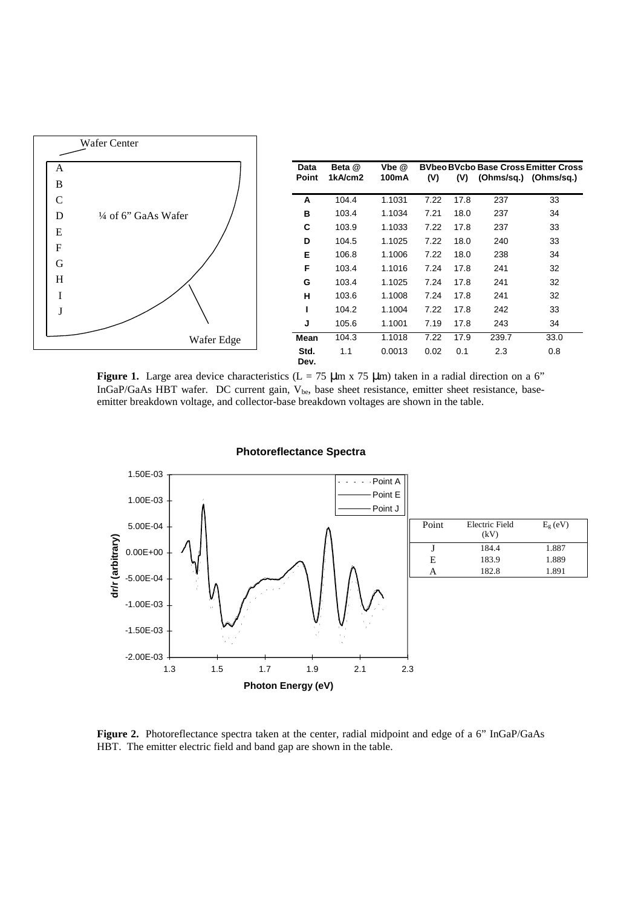| Data Point | Beta @ 1kA/cm2 | Vbe @ 100mA | BVbeo (V) | BVcbo (V) | Base Cross (Ohms/sq.) | Emitter Cross (Ohms/sq.) |
|---|---|---|---|---|---|---|
| A | 104.4 | 1.1031 | 7.22 | 17.8 | 237 | 33 |
| B | 103.4 | 1.1034 | 7.21 | 18.0 | 237 | 34 |
| C | 103.9 | 1.1033 | 7.22 | 17.8 | 237 | 33 |
| D | 104.5 | 1.1025 | 7.22 | 18.0 | 240 | 33 |
| E | 106.8 | 1.1006 | 7.22 | 18.0 | 238 | 34 |
| F | 103.4 | 1.1016 | 7.24 | 17.8 | 241 | 32 |
| G | 103.4 | 1.1025 | 7.24 | 17.8 | 241 | 32 |
| H | 103.6 | 1.1008 | 7.24 | 17.8 | 241 | 32 |
| I | 104.2 | 1.1004 | 7.22 | 17.8 | 242 | 33 |
| J | 105.6 | 1.1001 | 7.19 | 17.8 | 243 | 34 |
| Mean | 104.3 | 1.1018 | 7.22 | 17.9 | 239.7 | 33.0 |
| Std. Dev. | 1.1 | 0.0013 | 0.02 | 0.1 | 2.3 | 0.8 |

**Figure 1.** Large area device characteristics (L = 75 μm x 75 μm) taken in a radial direction on a 6" InGaP/GaAs HBT wafer. DC current gain, $V_{be}$, base sheet resistance, emitter sheet resistance, base-emitter breakdown voltage, and collector-base breakdown voltages are shown in the table.

| Point | Electric Field (kV) | $E_g$ (eV) |
|---|---|---|
| J | 184.4 | 1.887 |
| E | 183.9 | 1.889 |
| A | 182.8 | 1.891 |

**Figure 2.** Photoreflectance spectra taken at the center, radial midpoint and edge of a 6" InGaP/GaAs HBT. The emitter electric field and band gap are shown in the table.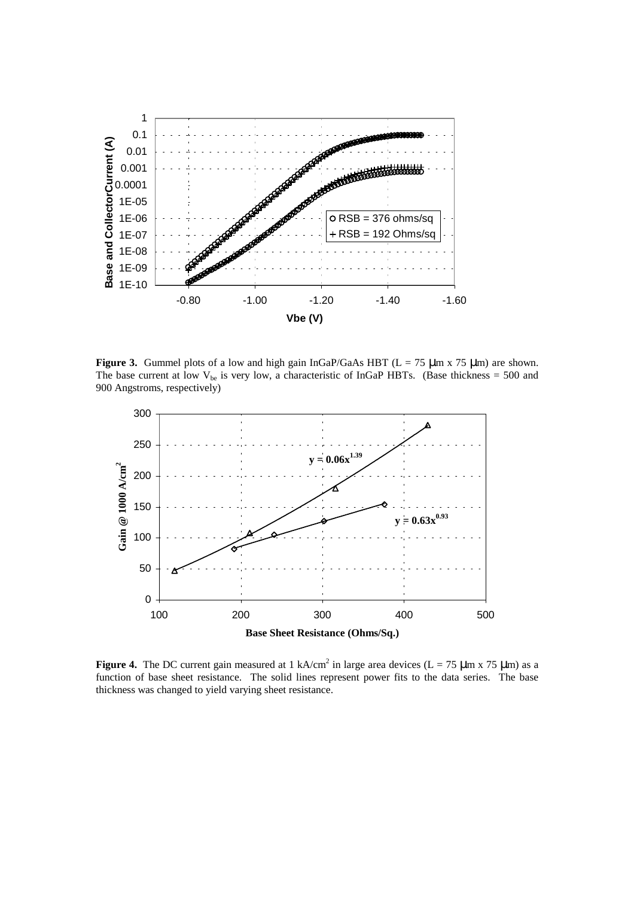1
0.1
0.01
0.001
0.0001
1E-05
1E-06
1E-07
1E-08
1E-09
1E-10

Base and CollectorCurrent (A)

-0.80 -1.00 -1.20 -1.40 -1.60

Vbe (V)

RSB = 376 ohms/sq
RSB = 192 Ohms/sq

**Figure 3.** Gummel plots of a low and high gain InGaP/GaAs HBT (L = 75 μm x 75 μm) are shown. The base current at low $V_{be}$ is very low, a characteristic of InGaP HBTs. (Base thickness = 500 and 900 Angstroms, respectively)

300
250
200
150
100
50
0

Gain @ 1000 A/cm$^2$

100 200 300 400 500

Base Sheet Resistance (Ohms/Sq.)

$y = 0.06x^{1.39}$

$y = 0.63x^{0.93}$

**Figure 4.** The DC current gain measured at 1 kA/cm$^2$ in large area devices (L = 75 μm x 75 μm) as a function of base sheet resistance. The solid lines represent power fits to the data series. The base thickness was changed to yield varying sheet resistance.